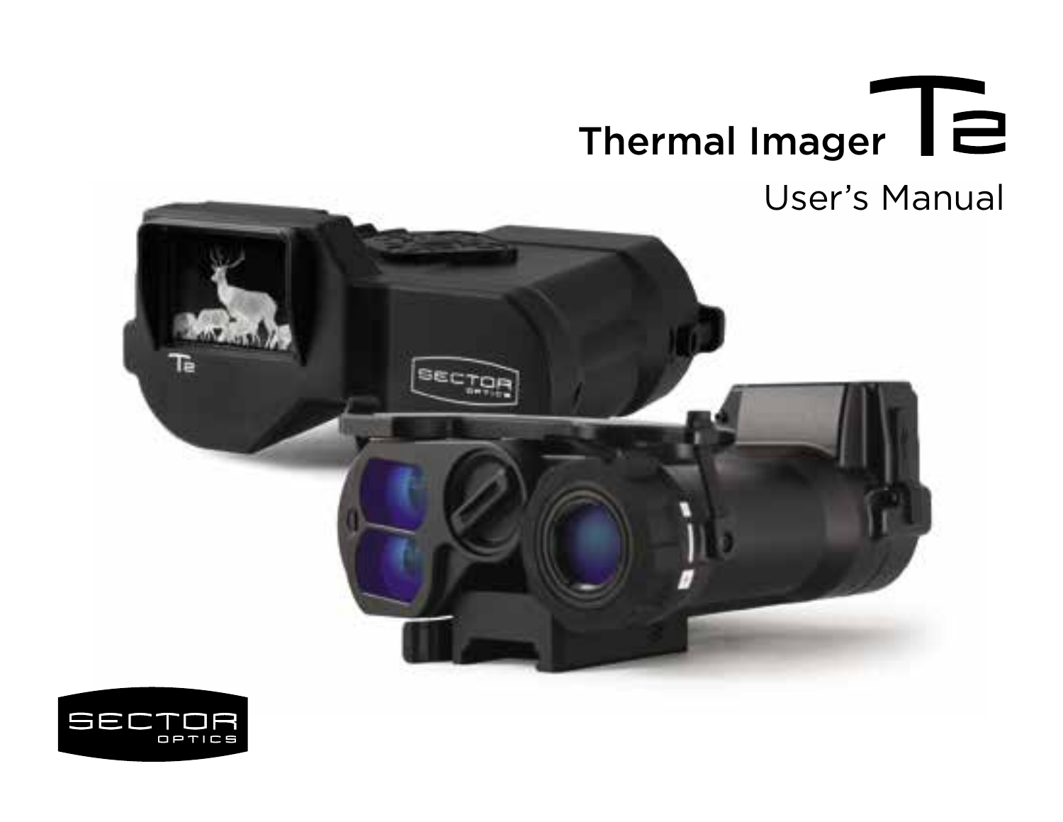# Thermal Imager T2

## User's Manual

SECTOR OPTICS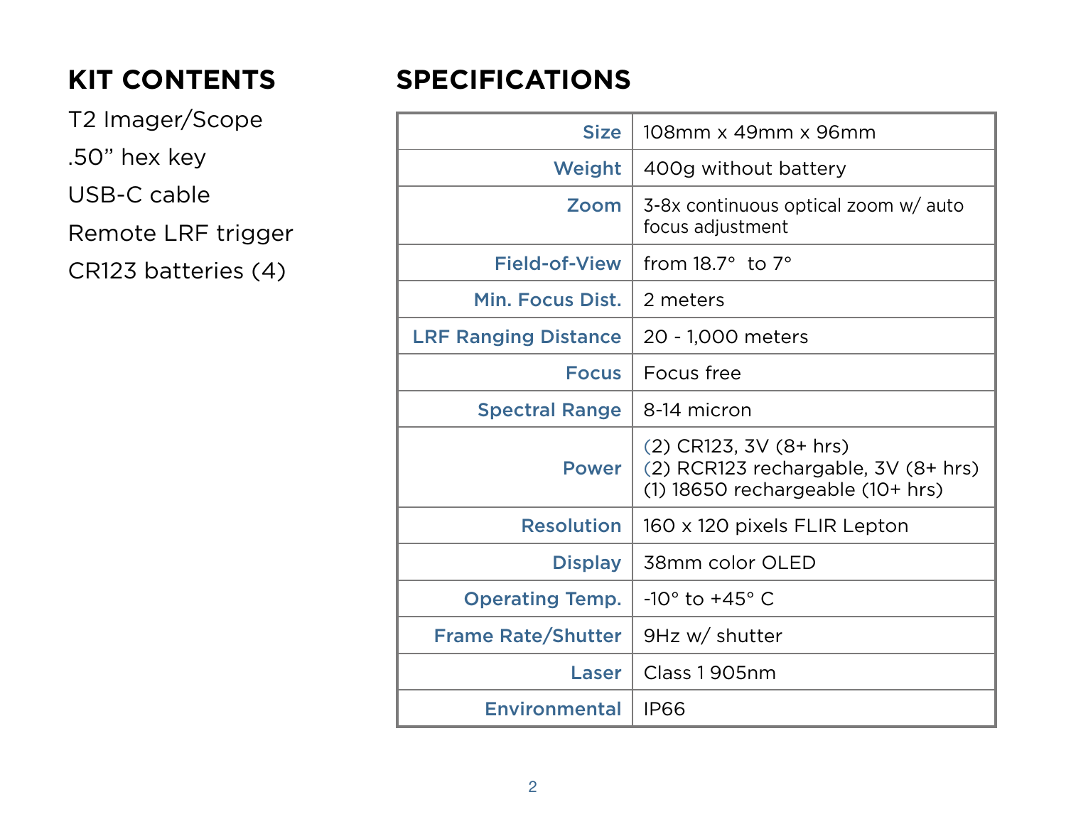## KIT CONTENTS

T2 Imager/Scope

.50” hex key

USB-C cable

Remote LRF trigger

CR123 batteries (4)

## SPECIFICATIONS

| | |
|---|---|
| **Size** | 108mm x 49mm x 96mm |
| **Weight** | 400g without battery |
| **Zoom** | 3-8x continuous optical zoom w/ auto focus adjustment |
| **Field-of-View** | from 18.7° to 7° |
| **Min. Focus Dist.** | 2 meters |
| **LRF Ranging Distance** | 20 - 1,000 meters |
| **Focus** | Focus free |
| **Spectral Range** | 8-14 micron |
| **Power** | (2) CR123, 3V (8+ hrs)<br>(2) RCR123 rechargable, 3V (8+ hrs)<br>(1) 18650 rechargeable (10+ hrs) |
| **Resolution** | 160 x 120 pixels FLIR Lepton |
| **Display** | 38mm color OLED |
| **Operating Temp.** | -10° to +45° C |
| **Frame Rate/Shutter** | 9Hz w/ shutter |
| **Laser** | Class 1 905nm |
| **Environmental** | IP66 |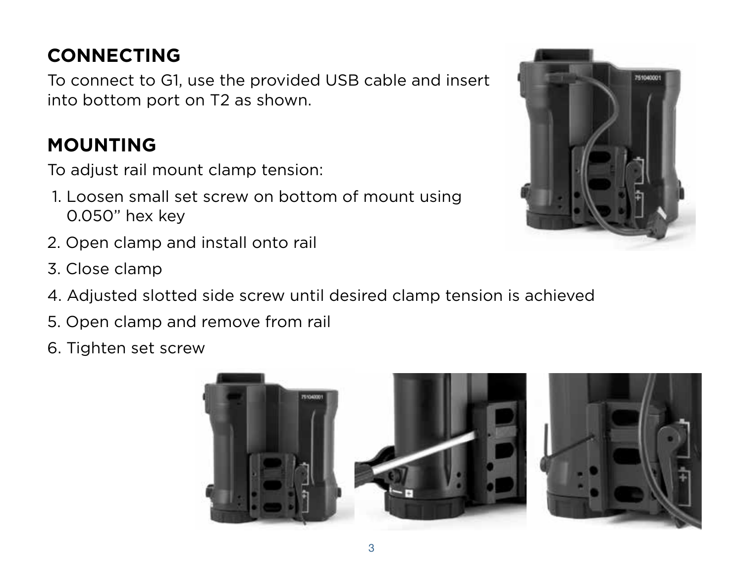## CONNECTING

To connect to G1, use the provided USB cable and insert into bottom port on T2 as shown.

## MOUNTING

To adjust rail mount clamp tension:

1. Loosen small set screw on bottom of mount using 0.050” hex key
2. Open clamp and install onto rail
3. Close clamp
4. Adjusted slotted side screw until desired clamp tension is achieved
5. Open clamp and remove from rail
6. Tighten set screw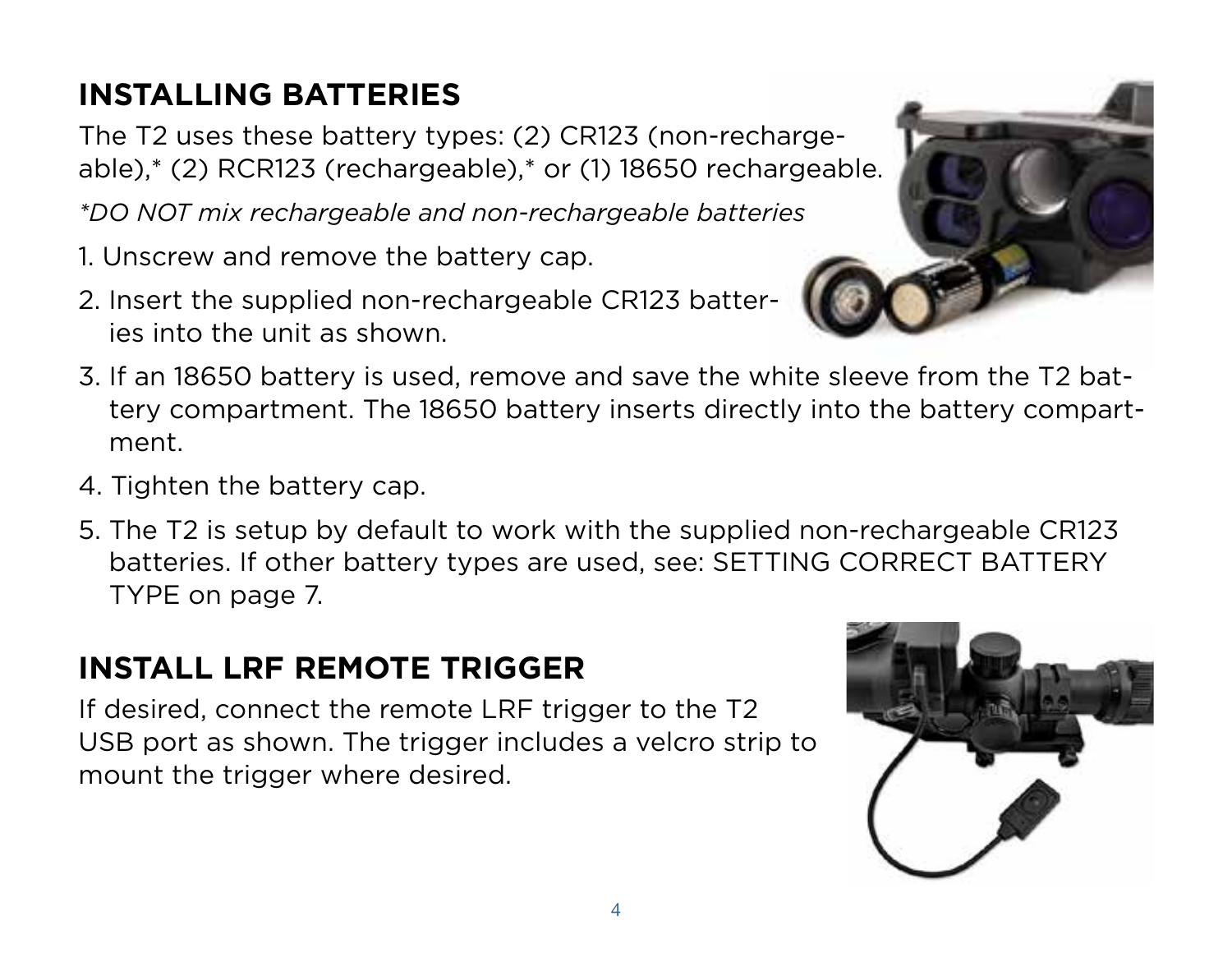## INSTALLING BATTERIES

The T2 uses these battery types: (2) CR123 (non-rechargeable),* (2) RCR123 (rechargeable),* or (1) 18650 rechargeable.

*\*DO NOT mix rechargeable and non-rechargeable batteries*

1. Unscrew and remove the battery cap.
2. Insert the supplied non-rechargeable CR123 batteries into the unit as shown.
3. If an 18650 battery is used, remove and save the white sleeve from the T2 battery compartment. The 18650 battery inserts directly into the battery compartment.
4. Tighten the battery cap.
5. The T2 is setup by default to work with the supplied non-rechargeable CR123 batteries. If other battery types are used, see: SETTING CORRECT BATTERY TYPE on page 7.

## INSTALL LRF REMOTE TRIGGER

If desired, connect the remote LRF trigger to the T2 USB port as shown. The trigger includes a velcro strip to mount the trigger where desired.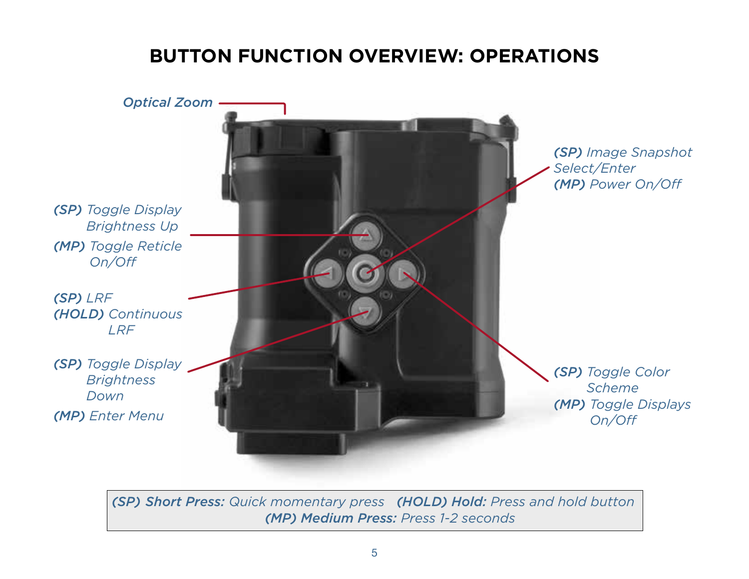# BUTTON FUNCTION OVERVIEW: OPERATIONS

*Optical Zoom*

***(SP)*** *Toggle Display Brightness Up*
***(MP)*** *Toggle Reticle On/Off*

***(SP)*** *LRF*
***(HOLD)*** *Continuous LRF*

***(SP)*** *Toggle Display Brightness Down*
***(MP)*** *Enter Menu*

***(SP)*** *Image Snapshot Select/Enter*
***(MP)*** *Power On/Off*

***(SP)*** *Toggle Color Scheme*
***(MP)*** *Toggle Displays On/Off*

***(SP) Short Press:*** *Quick momentary press* ***(HOLD) Hold:*** *Press and hold button*
***(MP) Medium Press:*** *Press 1-2 seconds*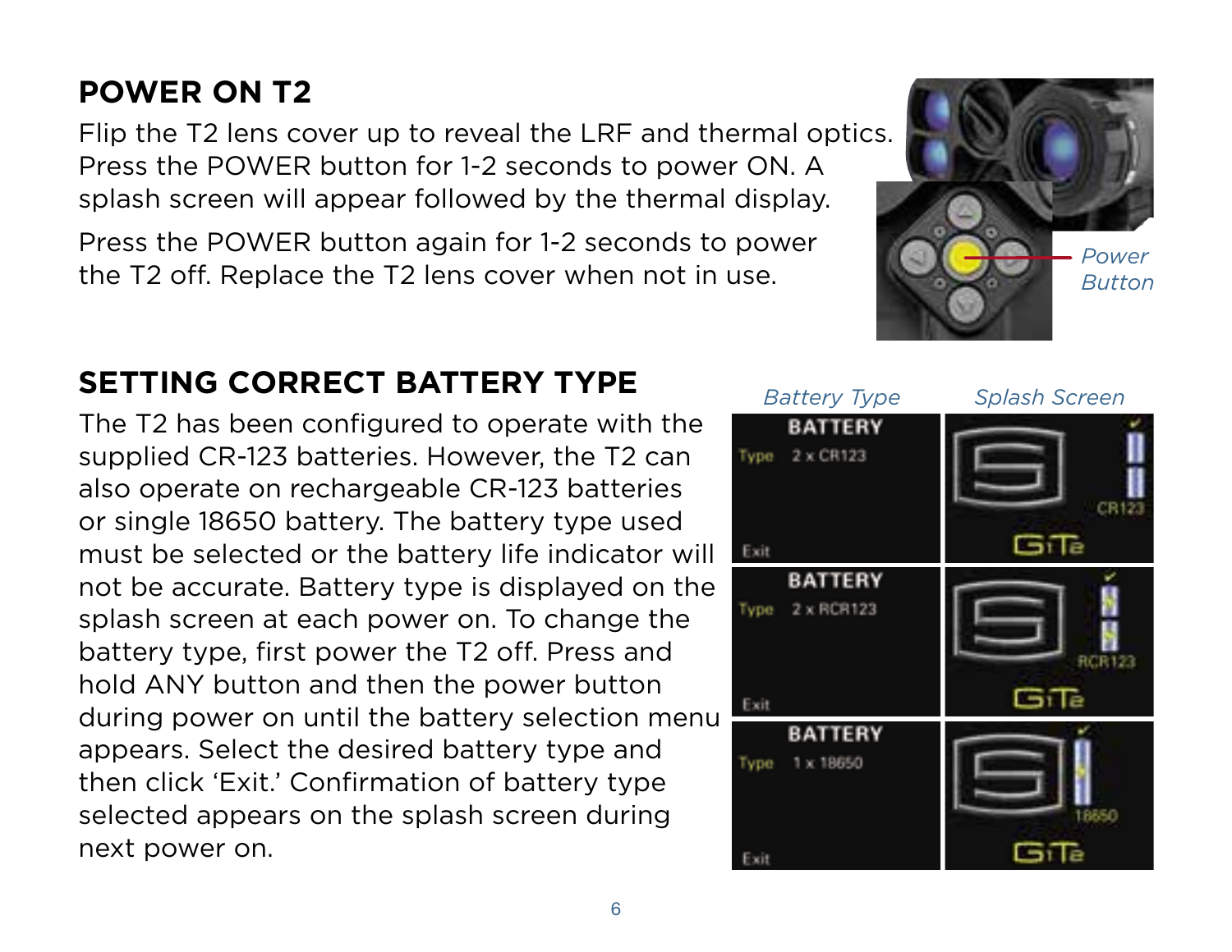## POWER ON T2

Flip the T2 lens cover up to reveal the LRF and thermal optics. Press the POWER button for 1-2 seconds to power ON. A splash screen will appear followed by the thermal display.

Press the POWER button again for 1-2 seconds to power the T2 off. Replace the T2 lens cover when not in use.

*Power Button*

## SETTING CORRECT BATTERY TYPE

The T2 has been configured to operate with the supplied CR-123 batteries. However, the T2 can also operate on rechargeable CR-123 batteries or single 18650 battery. The battery type used must be selected or the battery life indicator will not be accurate. Battery type is displayed on the splash screen at each power on. To change the battery type, first power the T2 off. Press and hold ANY button and then the power button during power on until the battery selection menu appears. Select the desired battery type and then click 'Exit.' Confirmation of battery type selected appears on the splash screen during next power on.

*Battery Type* *Splash Screen*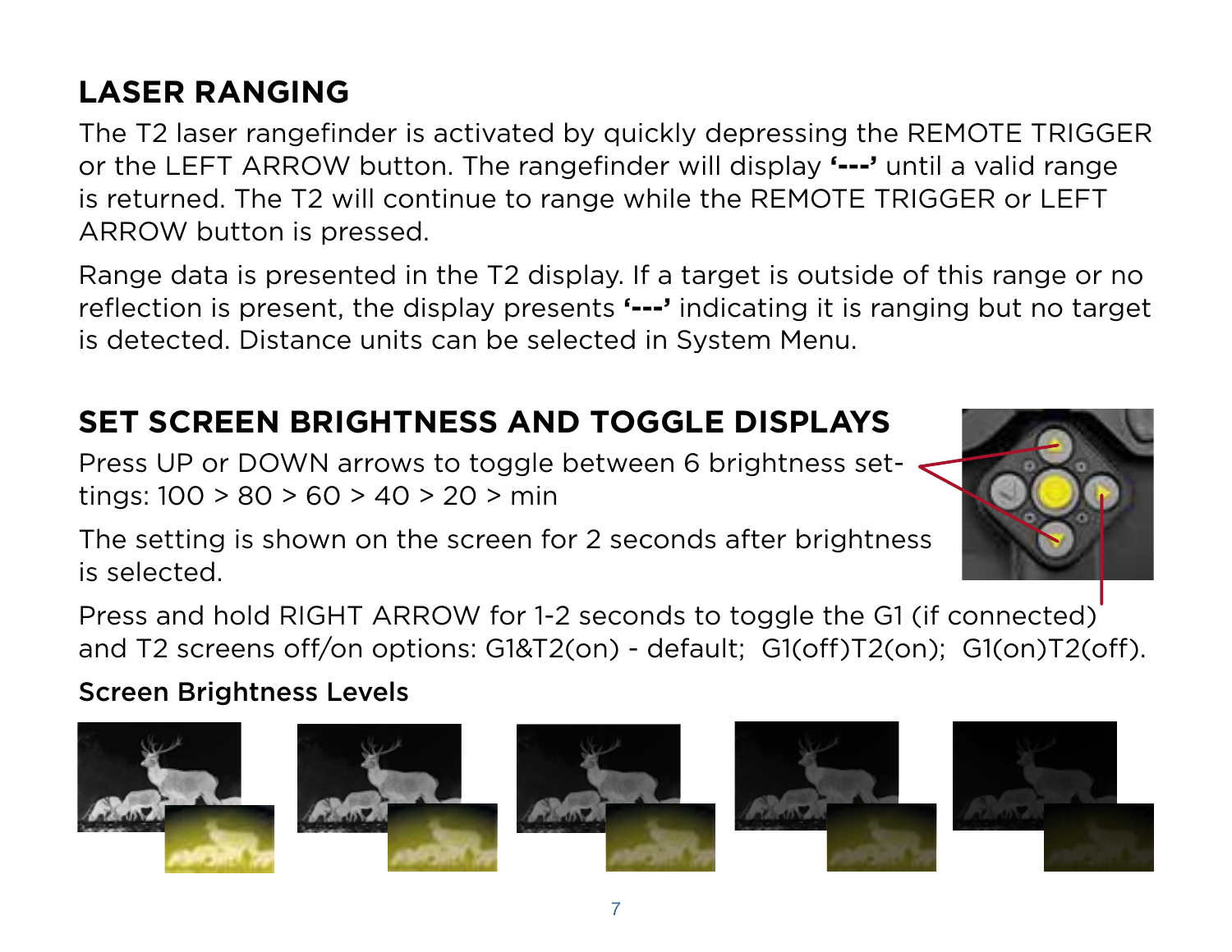## LASER RANGING

The T2 laser rangefinder is activated by quickly depressing the REMOTE TRIGGER or the LEFT ARROW button. The rangefinder will display **'---'** until a valid range is returned. The T2 will continue to range while the REMOTE TRIGGER or LEFT ARROW button is pressed.

Range data is presented in the T2 display. If a target is outside of this range or no reflection is present, the display presents **'---'** indicating it is ranging but no target is detected. Distance units can be selected in System Menu.

## SET SCREEN BRIGHTNESS AND TOGGLE DISPLAYS

Press UP or DOWN arrows to toggle between 6 brightness settings: 100 > 80 > 60 > 40 > 20 > min

The setting is shown on the screen for 2 seconds after brightness is selected.

Press and hold RIGHT ARROW for 1-2 seconds to toggle the G1 (if connected) and T2 screens off/on options: G1&T2(on) - default; G1(off)T2(on); G1(on)T2(off).

Screen Brightness Levels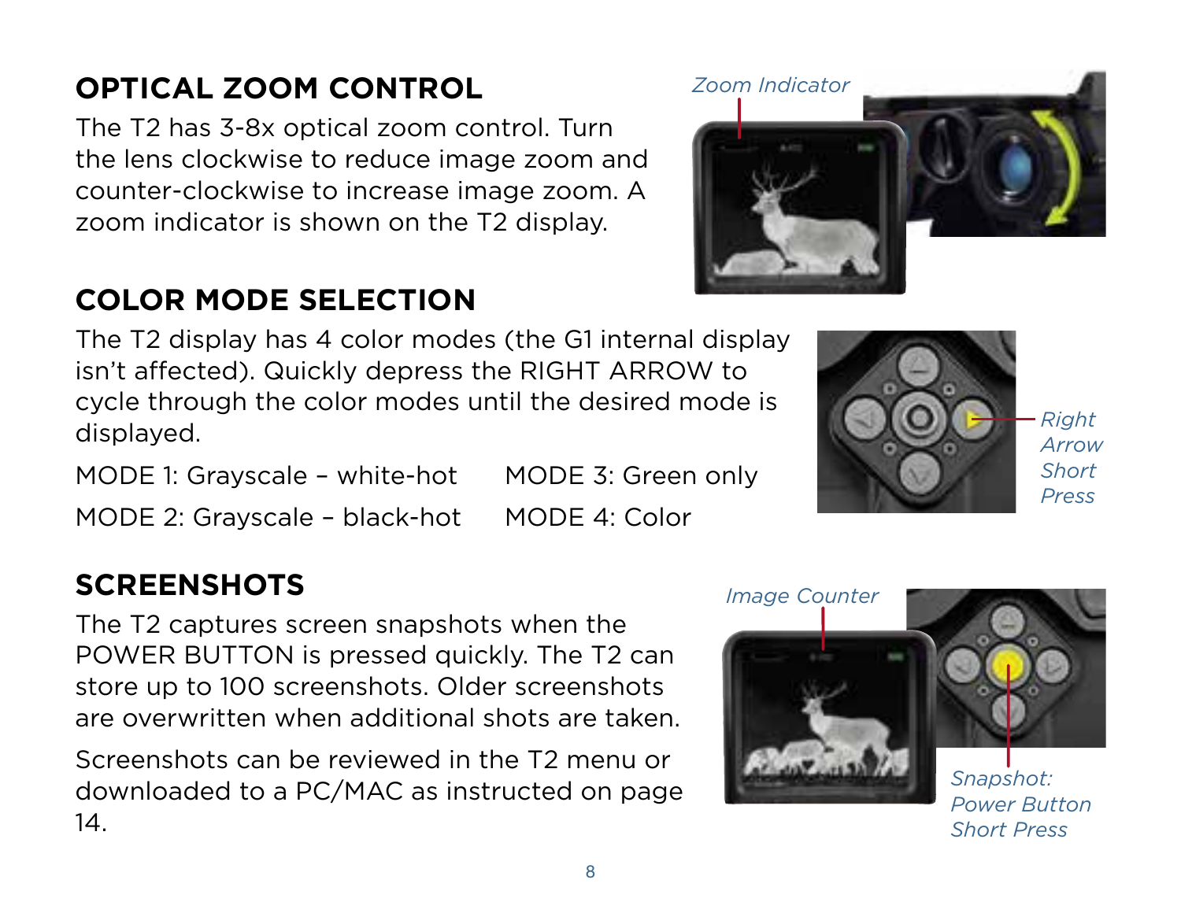## OPTICAL ZOOM CONTROL

The T2 has 3-8x optical zoom control. Turn the lens clockwise to reduce image zoom and counter-clockwise to increase image zoom. A zoom indicator is shown on the T2 display.

*Zoom Indicator*

## COLOR MODE SELECTION

The T2 display has 4 color modes (the G1 internal display isn't affected). Quickly depress the RIGHT ARROW to cycle through the color modes until the desired mode is displayed.

MODE 1: Grayscale – white-hot

MODE 2: Grayscale – black-hot

MODE 3: Green only

MODE 4: Color

*Right Arrow Short Press*

## SCREENSHOTS

The T2 captures screen snapshots when the POWER BUTTON is pressed quickly. The T2 can store up to 100 screenshots. Older screenshots are overwritten when additional shots are taken.

Screenshots can be reviewed in the T2 menu or downloaded to a PC/MAC as instructed on page 14.

*Image Counter*

*Snapshot: Power Button Short Press*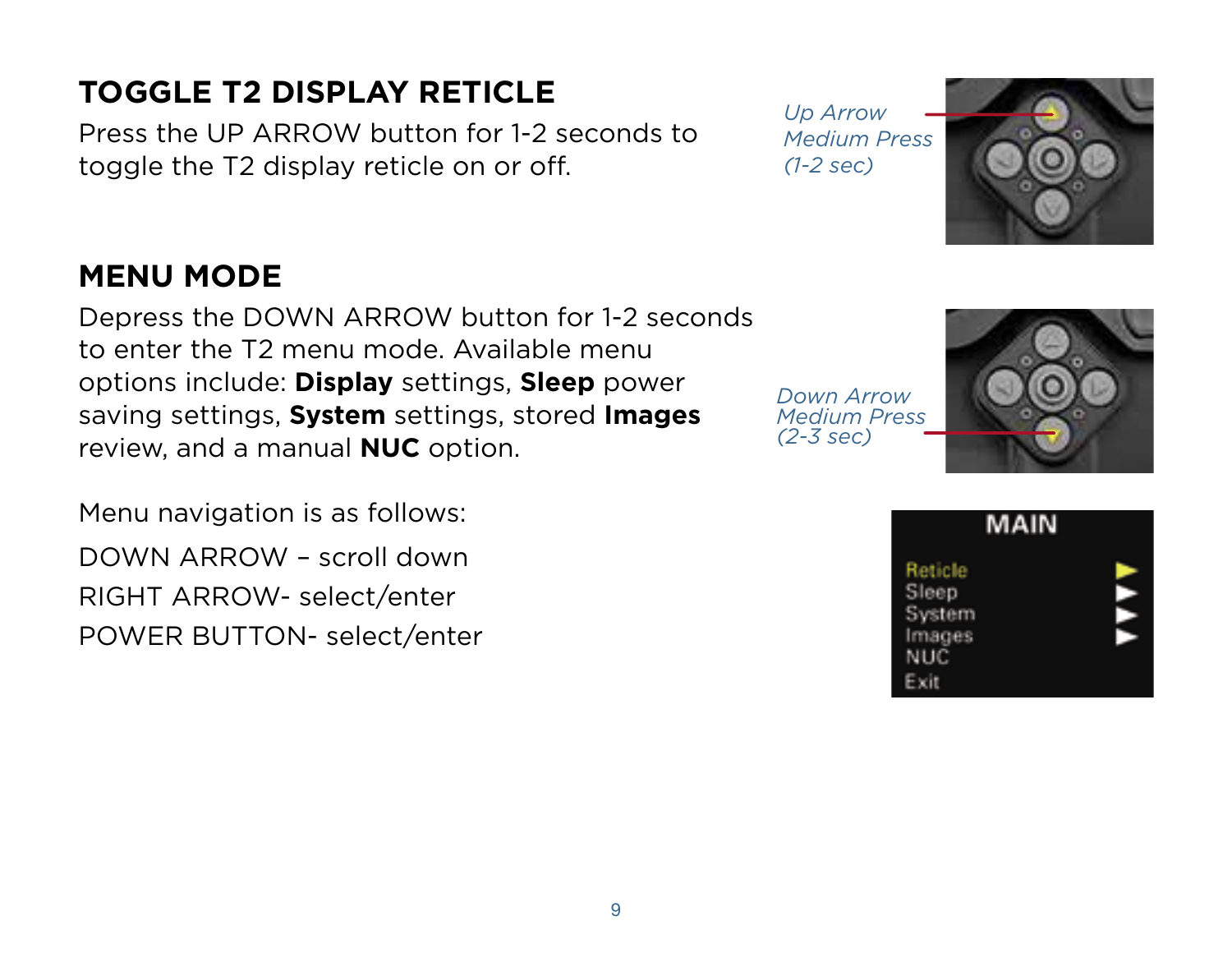## TOGGLE T2 DISPLAY RETICLE

Press the UP ARROW button for 1-2 seconds to toggle the T2 display reticle on or off.

*Up Arrow Medium Press (1-2 sec)*

## MENU MODE

Depress the DOWN ARROW button for 1-2 seconds to enter the T2 menu mode. Available menu options include: **Display** settings, **Sleep** power saving settings, **System** settings, stored **Images** review, and a manual **NUC** option.

*Down Arrow Medium Press (2-3 sec)*

Menu navigation is as follows:

DOWN ARROW – scroll down
RIGHT ARROW- select/enter
POWER BUTTON- select/enter

MAIN
Reticle
Sleep
System
Images
NUC
Exit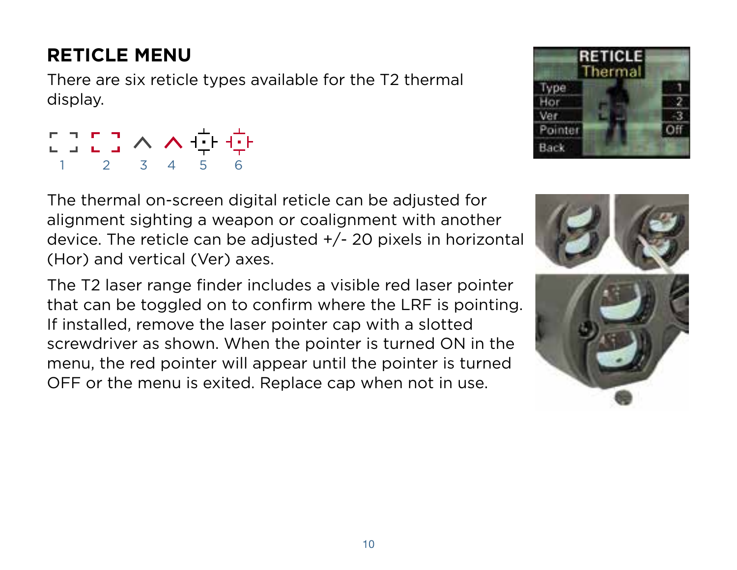## RETICLE MENU

There are six reticle types available for the T2 thermal display.

1 2 3 4 5 6

The thermal on-screen digital reticle can be adjusted for alignment sighting a weapon or coalignment with another device. The reticle can be adjusted +/- 20 pixels in horizontal (Hor) and vertical (Ver) axes.

The T2 laser range finder includes a visible red laser pointer that can be toggled on to confirm where the LRF is pointing. If installed, remove the laser pointer cap with a slotted screwdriver as shown. When the pointer is turned ON in the menu, the red pointer will appear until the pointer is turned OFF or the menu is exited. Replace cap when not in use.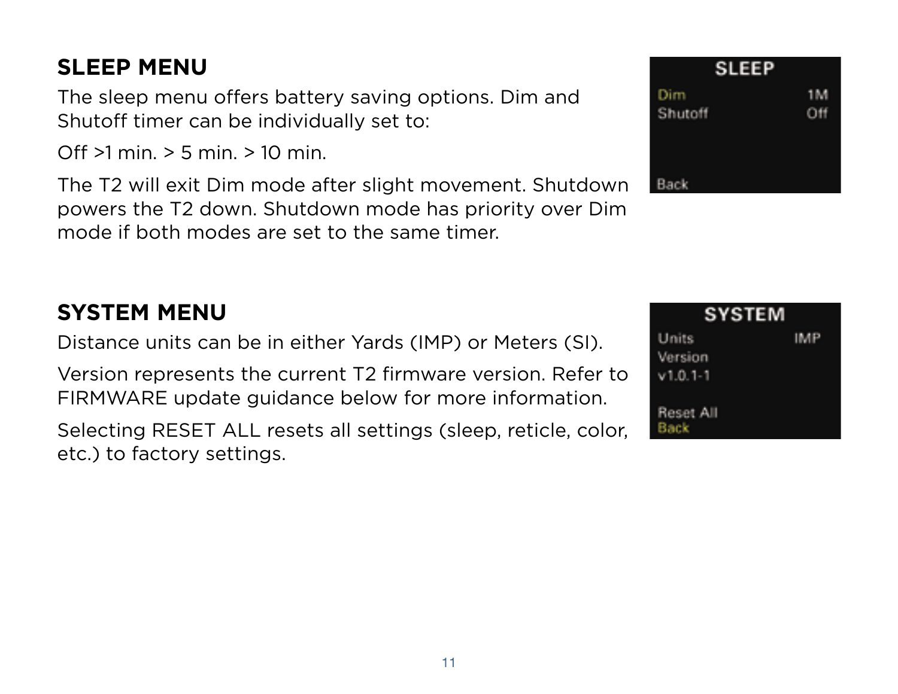## SLEEP MENU

The sleep menu offers battery saving options. Dim and Shutoff timer can be individually set to:

Off >1 min. > 5 min. > 10 min.

The T2 will exit Dim mode after slight movement. Shutdown powers the T2 down. Shutdown mode has priority over Dim mode if both modes are set to the same timer.

## SYSTEM MENU

Distance units can be in either Yards (IMP) or Meters (SI).

Version represents the current T2 firmware version. Refer to FIRMWARE update guidance below for more information.

Selecting RESET ALL resets all settings (sleep, reticle, color, etc.) to factory settings.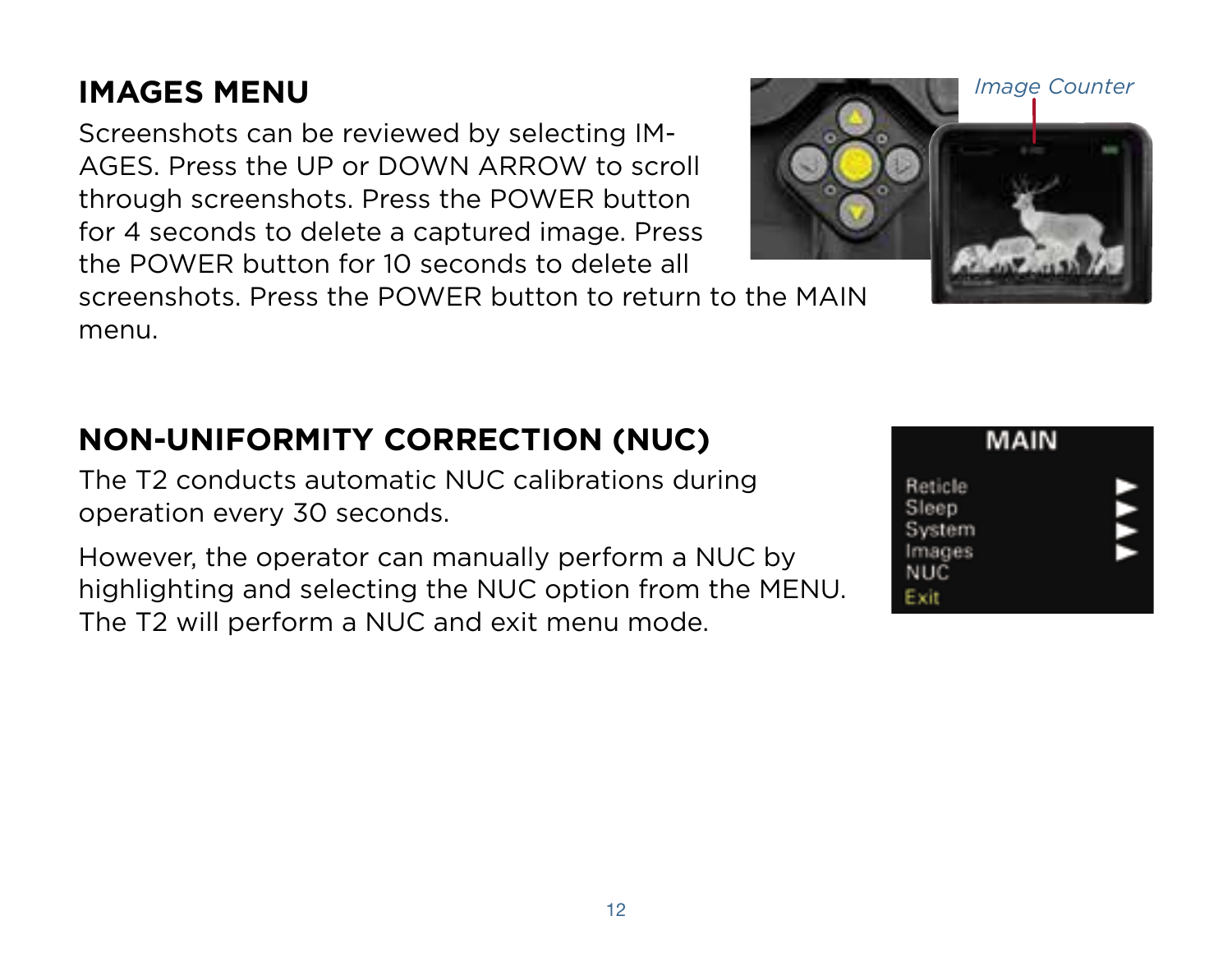## IMAGES MENU

Screenshots can be reviewed by selecting IMAGES. Press the UP or DOWN ARROW to scroll through screenshots. Press the POWER button for 4 seconds to delete a captured image. Press the POWER button for 10 seconds to delete all screenshots. Press the POWER button to return to the MAIN menu.

*Image Counter*

## NON-UNIFORMITY CORRECTION (NUC)

The T2 conducts automatic NUC calibrations during operation every 30 seconds.

However, the operator can manually perform a NUC by highlighting and selecting the NUC option from the MENU. The T2 will perform a NUC and exit menu mode.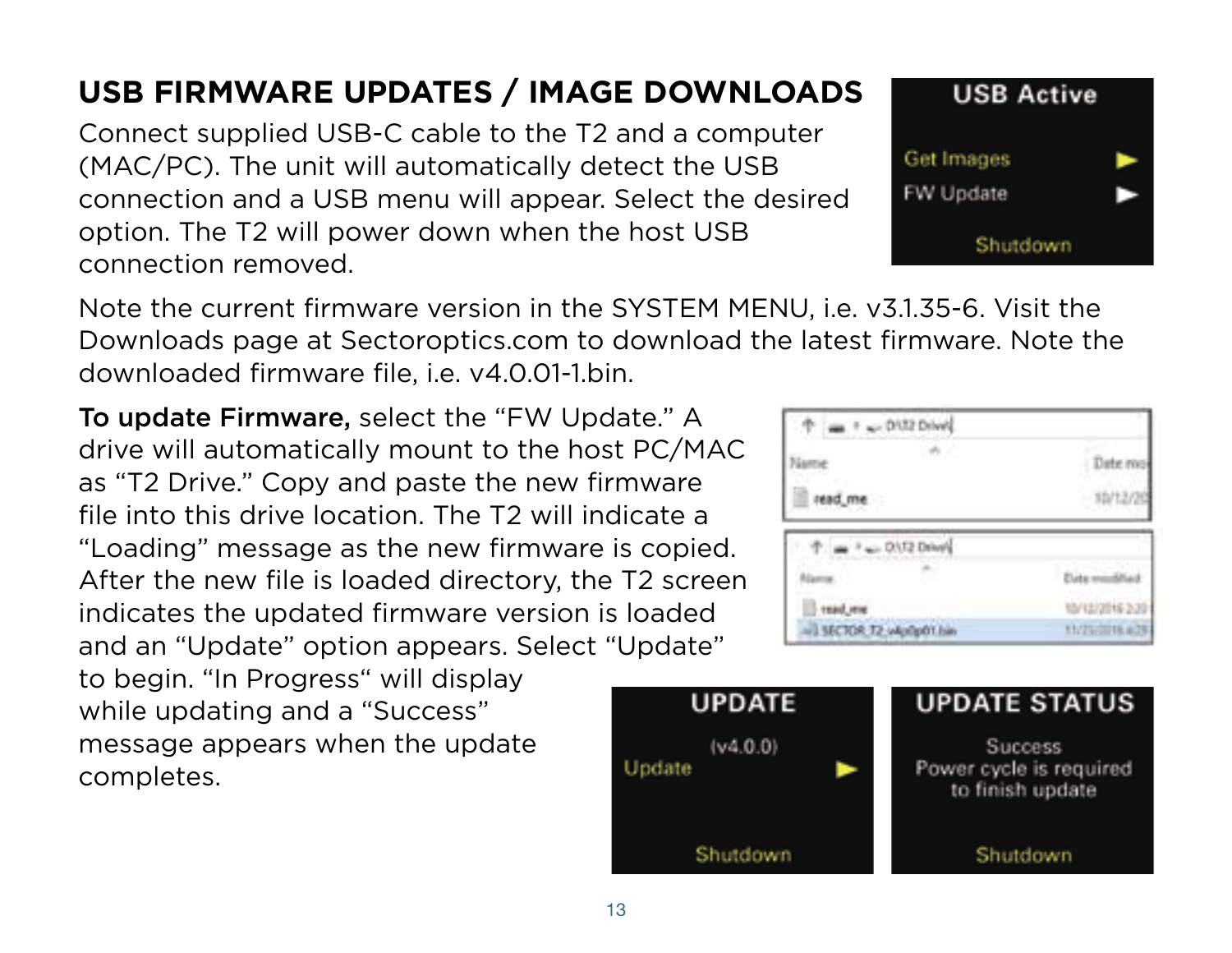## USB FIRMWARE UPDATES / IMAGE DOWNLOADS

Connect supplied USB-C cable to the T2 and a computer (MAC/PC). The unit will automatically detect the USB connection and a USB menu will appear. Select the desired option. The T2 will power down when the host USB connection removed.

Note the current firmware version in the SYSTEM MENU, i.e. v3.1.35-6. Visit the Downloads page at Sectoroptics.com to download the latest firmware. Note the downloaded firmware file, i.e. v4.0.01-1.bin.

**To update Firmware,** select the "FW Update." A drive will automatically mount to the host PC/MAC as "T2 Drive." Copy and paste the new firmware file into this drive location. The T2 will indicate a "Loading" message as the new firmware is copied. After the new file is loaded directory, the T2 screen indicates the updated firmware version is loaded and an "Update" option appears. Select "Update" to begin. "In Progress" will display while updating and a "Success" message appears when the update completes.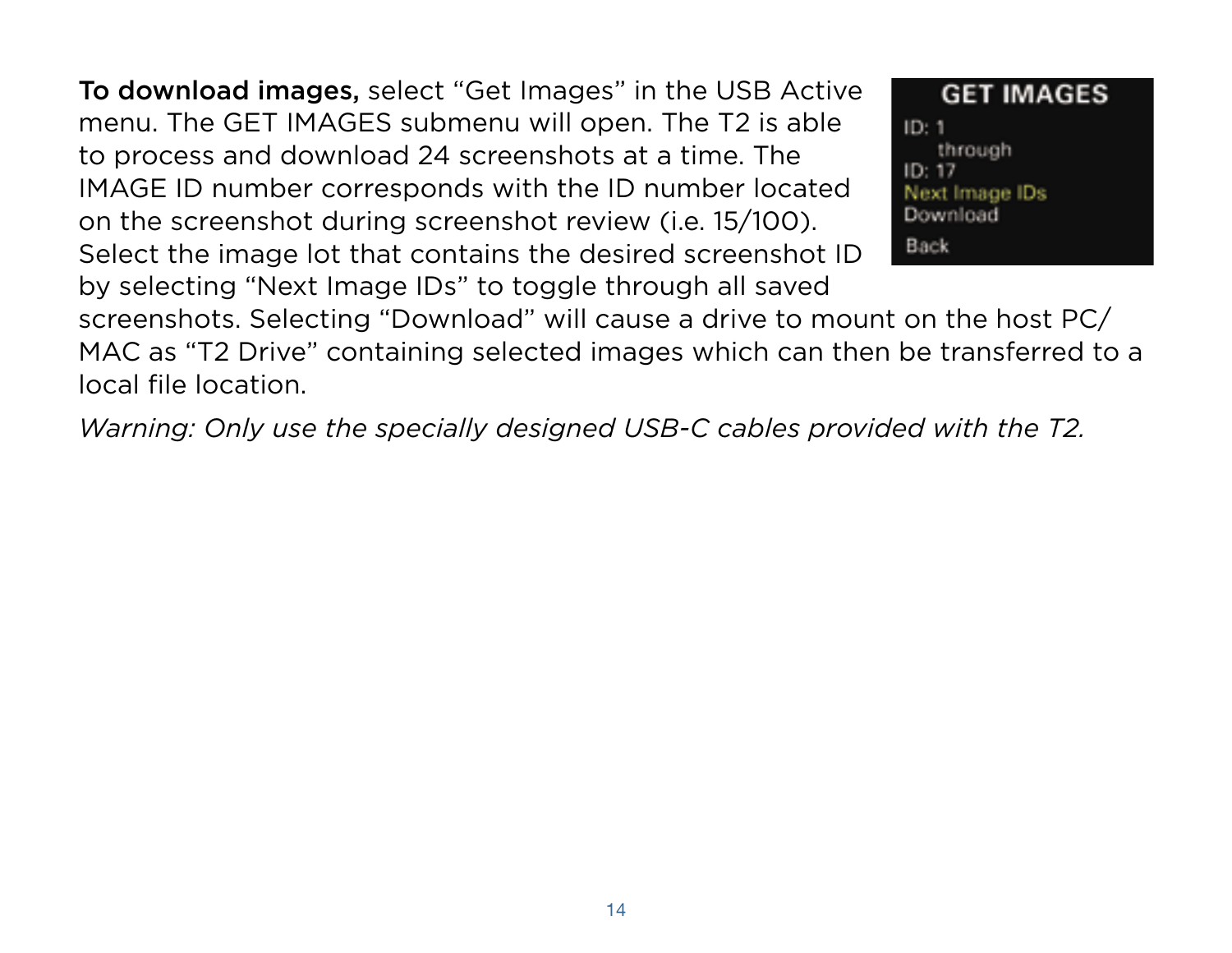**To download images,** select "Get Images" in the USB Active menu. The GET IMAGES submenu will open. The T2 is able to process and download 24 screenshots at a time. The IMAGE ID number corresponds with the ID number located on the screenshot during screenshot review (i.e. 15/100). Select the image lot that contains the desired screenshot ID by selecting "Next Image IDs" to toggle through all saved screenshots. Selecting "Download" will cause a drive to mount on the host PC/MAC as "T2 Drive" containing selected images which can then be transferred to a local file location.

*Warning: Only use the specially designed USB-C cables provided with the T2.*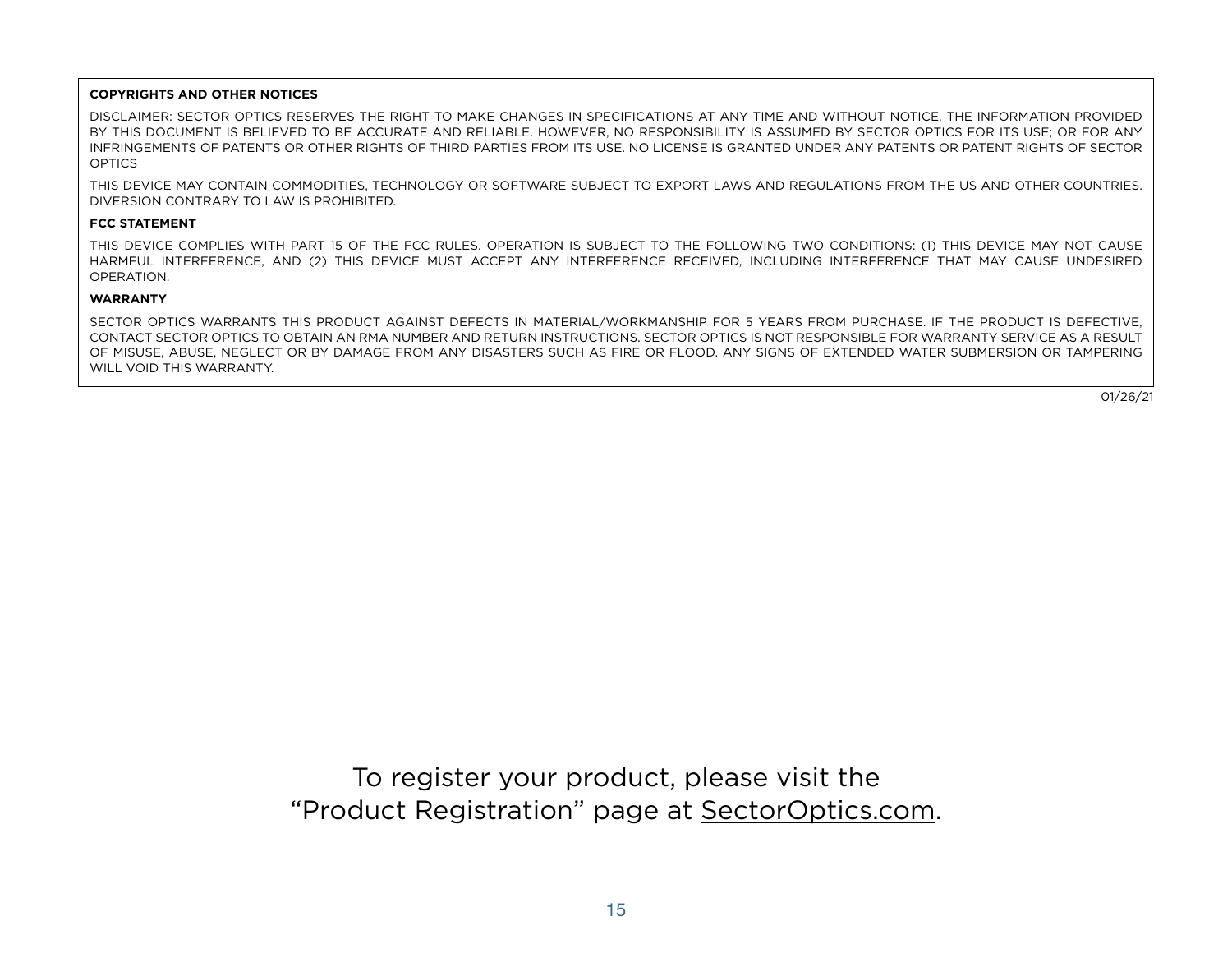**COPYRIGHTS AND OTHER NOTICES**

DISCLAIMER: SECTOR OPTICS RESERVES THE RIGHT TO MAKE CHANGES IN SPECIFICATIONS AT ANY TIME AND WITHOUT NOTICE. THE INFORMATION PROVIDED BY THIS DOCUMENT IS BELIEVED TO BE ACCURATE AND RELIABLE. HOWEVER, NO RESPONSIBILITY IS ASSUMED BY SECTOR OPTICS FOR ITS USE; OR FOR ANY INFRINGEMENTS OF PATENTS OR OTHER RIGHTS OF THIRD PARTIES FROM ITS USE. NO LICENSE IS GRANTED UNDER ANY PATENTS OR PATENT RIGHTS OF SECTOR OPTICS

THIS DEVICE MAY CONTAIN COMMODITIES, TECHNOLOGY OR SOFTWARE SUBJECT TO EXPORT LAWS AND REGULATIONS FROM THE US AND OTHER COUNTRIES. DIVERSION CONTRARY TO LAW IS PROHIBITED.

**FCC STATEMENT**

THIS DEVICE COMPLIES WITH PART 15 OF THE FCC RULES. OPERATION IS SUBJECT TO THE FOLLOWING TWO CONDITIONS: (1) THIS DEVICE MAY NOT CAUSE HARMFUL INTERFERENCE, AND (2) THIS DEVICE MUST ACCEPT ANY INTERFERENCE RECEIVED, INCLUDING INTERFERENCE THAT MAY CAUSE UNDESIRED OPERATION.

**WARRANTY**

SECTOR OPTICS WARRANTS THIS PRODUCT AGAINST DEFECTS IN MATERIAL/WORKMANSHIP FOR 5 YEARS FROM PURCHASE. IF THE PRODUCT IS DEFECTIVE, CONTACT SECTOR OPTICS TO OBTAIN AN RMA NUMBER AND RETURN INSTRUCTIONS. SECTOR OPTICS IS NOT RESPONSIBLE FOR WARRANTY SERVICE AS A RESULT OF MISUSE, ABUSE, NEGLECT OR BY DAMAGE FROM ANY DISASTERS SUCH AS FIRE OR FLOOD. ANY SIGNS OF EXTENDED WATER SUBMERSION OR TAMPERING WILL VOID THIS WARRANTY.

01/26/21

To register your product, please visit the "Product Registration" page at SectorOptics.com.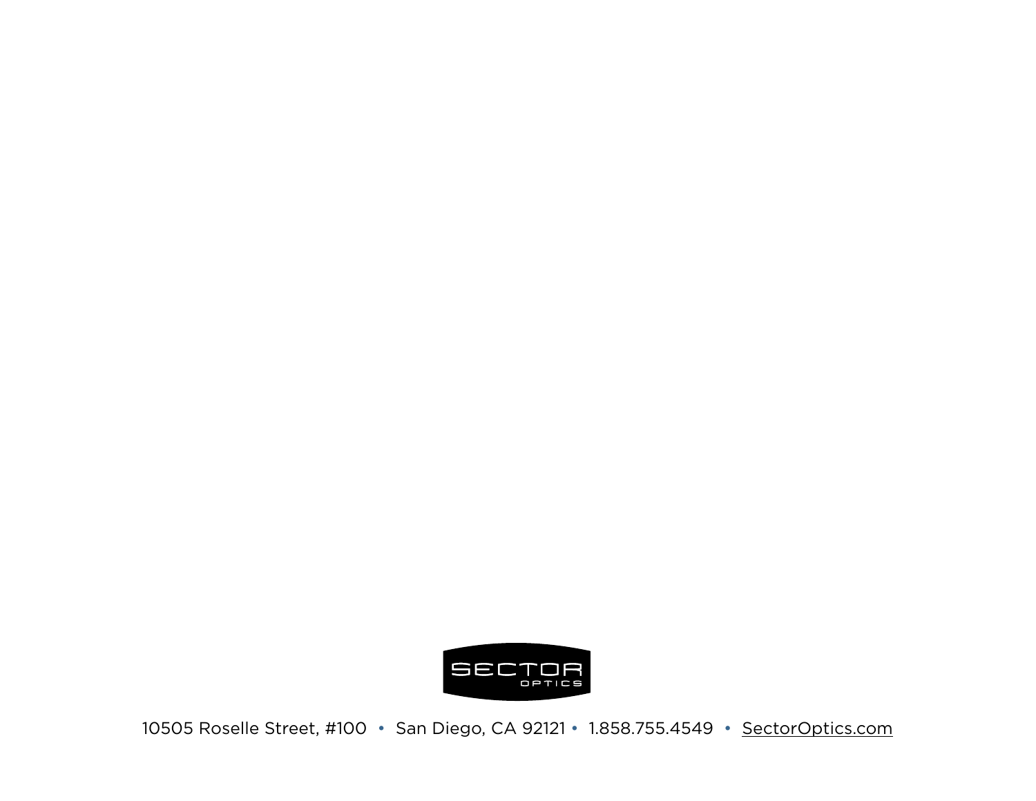SECTOR OPTICS

10505 Roselle Street, #100 • San Diego, CA 92121 • 1.858.755.4549 • SectorOptics.com